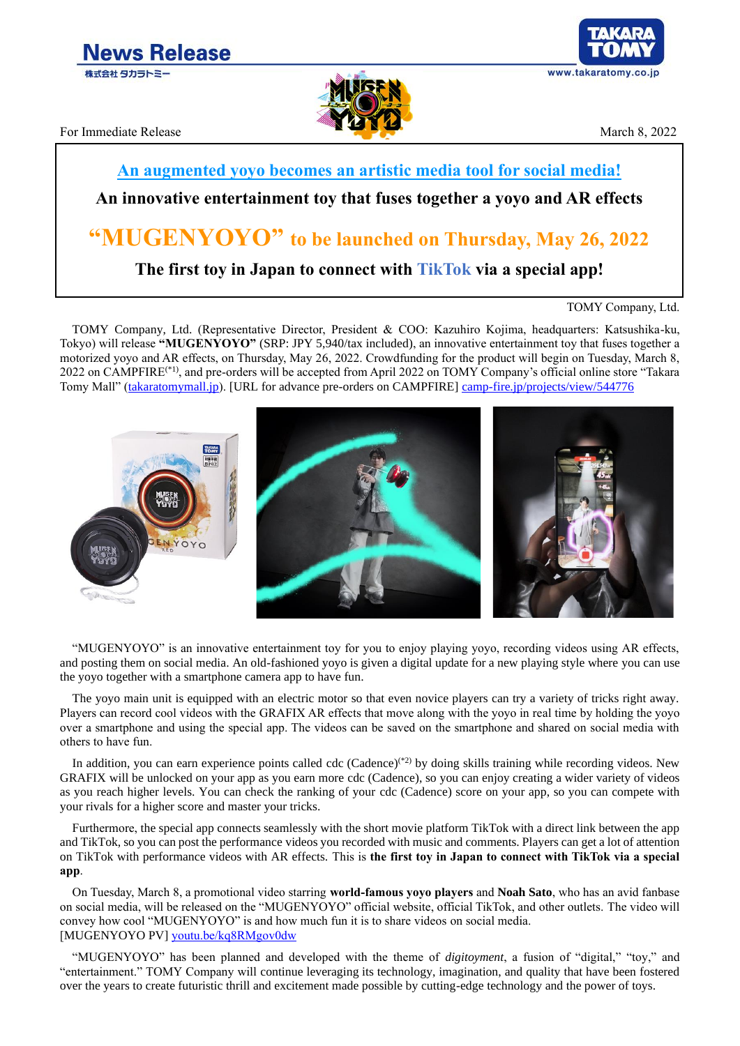News Release

株式会社タカラトミー

For Immediate Release

March 8, 2022

## An augmented yoyo becomes an artistic media tool for social media!

### An innovative entertainment toy that fuses together a yoyo and AR effects

# "MUGENYOYO" to be launched on Thursday, May 26, 2022

### The first toy in Japan to connect with TikTok via a special app!

TOMY Company, Ltd.

TOMY Company, Ltd. (Representative Director, President & COO: Kazuhiro Kojima, headquarters: Katsushika-ku, Tokyo) will release **"MUGENYOYO"** (SRP: JPY 5,940/tax included), an innovative entertainment toy that fuses together a motorized yoyo and AR effects, on Thursday, May 26, 2022. Crowdfunding for the product will begin on Tuesday, March 8, 2022 on CAMPFIRE(*1), and pre-orders will be accepted from April 2022 on TOMY Company's official online store "Takara Tomy Mall" (takaratomymall.jp). [URL for advance pre-orders on CAMPFIRE] camp-fire.jp/projects/view/544776

"MUGENYOYO" is an innovative entertainment toy for you to enjoy playing yoyo, recording videos using AR effects, and posting them on social media. An old-fashioned yoyo is given a digital update for a new playing style where you can use the yoyo together with a smartphone camera app to have fun.

The yoyo main unit is equipped with an electric motor so that even novice players can try a variety of tricks right away. Players can record cool videos with the GRAFIX AR effects that move along with the yoyo in real time by holding the yoyo over a smartphone and using the special app. The videos can be saved on the smartphone and shared on social media with others to have fun.

In addition, you can earn experience points called cdc (Cadence)(*2) by doing skills training while recording videos. New GRAFIX will be unlocked on your app as you earn more cdc (Cadence), so you can enjoy creating a wider variety of videos as you reach higher levels. You can check the ranking of your cdc (Cadence) score on your app, so you can compete with your rivals for a higher score and master your tricks.

Furthermore, the special app connects seamlessly with the short movie platform TikTok with a direct link between the app and TikTok, so you can post the performance videos you recorded with music and comments. Players can get a lot of attention on TikTok with performance videos with AR effects. This is **the first toy in Japan to connect with TikTok via a special app**.

On Tuesday, March 8, a promotional video starring **world-famous yoyo players** and **Noah Sato**, who has an avid fanbase on social media, will be released on the "MUGENYOYO" official website, official TikTok, and other outlets. The video will convey how cool "MUGENYOYO" is and how much fun it is to share videos on social media.
[MUGENYOYO PV] youtu.be/kq8RMgov0dw

"MUGENYOYO" has been planned and developed with the theme of *digitoyment*, a fusion of "digital," "toy," and "entertainment." TOMY Company will continue leveraging its technology, imagination, and quality that have been fostered over the years to create futuristic thrill and excitement made possible by cutting-edge technology and the power of toys.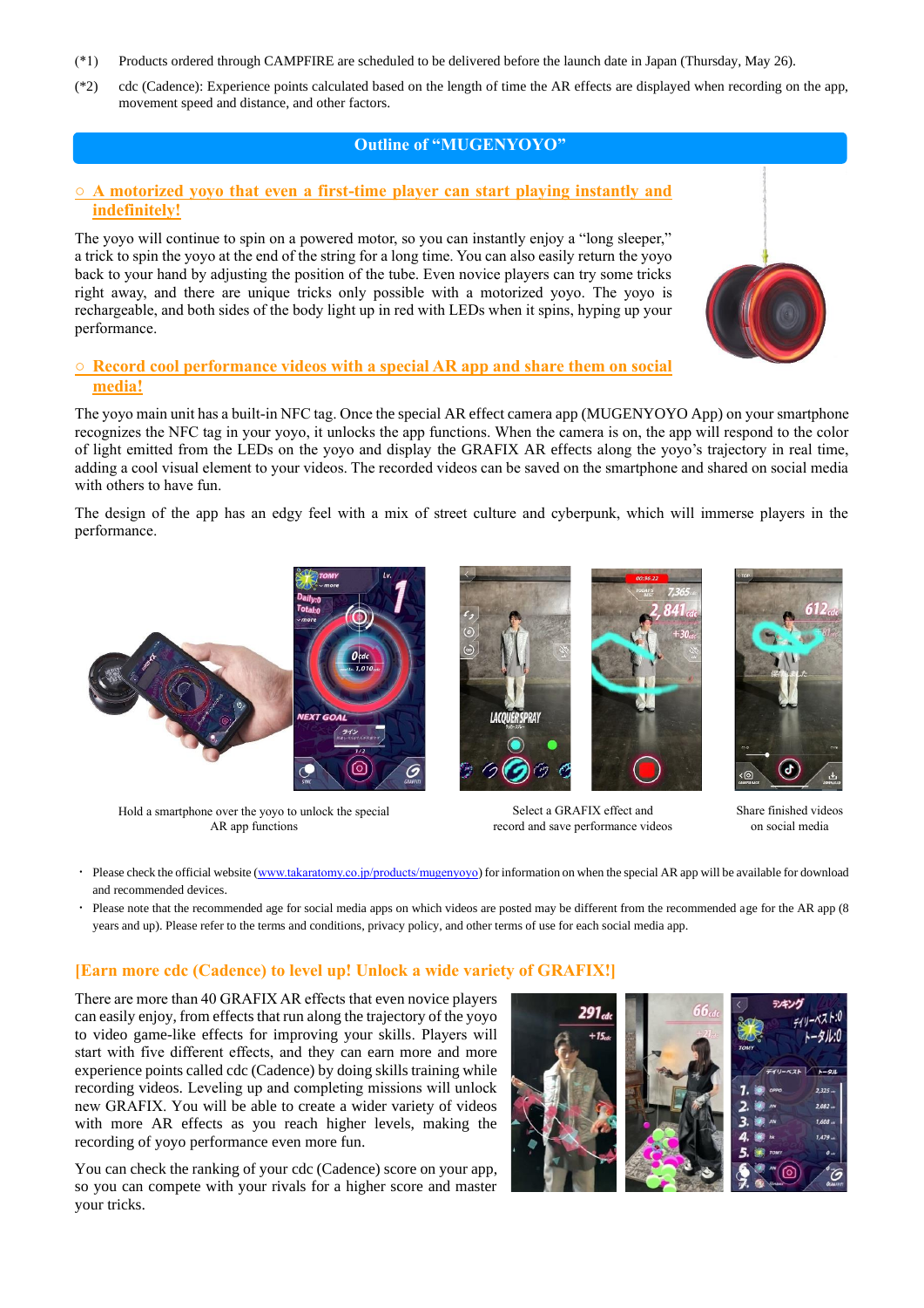(*1) Products ordered through CAMPFIRE are scheduled to be delivered before the launch date in Japan (Thursday, May 26).

(*2) cdc (Cadence): Experience points calculated based on the length of time the AR effects are displayed when recording on the app, movement speed and distance, and other factors.

## Outline of "MUGENYOYO"

### ○ A motorized yoyo that even a first-time player can start playing instantly and indefinitely!

The yoyo will continue to spin on a powered motor, so you can instantly enjoy a "long sleeper," a trick to spin the yoyo at the end of the string for a long time. You can also easily return the yoyo back to your hand by adjusting the position of the tube. Even novice players can try some tricks right away, and there are unique tricks only possible with a motorized yoyo. The yoyo is rechargeable, and both sides of the body light up in red with LEDs when it spins, hyping up your performance.

### ○ Record cool performance videos with a special AR app and share them on social media!

The yoyo main unit has a built-in NFC tag. Once the special AR effect camera app (MUGENYOYO App) on your smartphone recognizes the NFC tag in your yoyo, it unlocks the app functions. When the camera is on, the app will respond to the color of light emitted from the LEDs on the yoyo and display the GRAFIX AR effects along the yoyo's trajectory in real time, adding a cool visual element to your videos. The recorded videos can be saved on the smartphone and shared on social media with others to have fun.

The design of the app has an edgy feel with a mix of street culture and cyberpunk, which will immerse players in the performance.

Hold a smartphone over the yoyo to unlock the special AR app functions

Select a GRAFIX effect and record and save performance videos

Share finished videos on social media

- Please check the official website (www.takaratomy.co.jp/products/mugenyoyo) for information on when the special AR app will be available for download and recommended devices.
- Please note that the recommended age for social media apps on which videos are posted may be different from the recommended age for the AR app (8 years and up). Please refer to the terms and conditions, privacy policy, and other terms of use for each social media app.

### [Earn more cdc (Cadence) to level up! Unlock a wide variety of GRAFIX!]

There are more than 40 GRAFIX AR effects that even novice players can easily enjoy, from effects that run along the trajectory of the yoyo to video game-like effects for improving your skills. Players will start with five different effects, and they can earn more and more experience points called cdc (Cadence) by doing skills training while recording videos. Leveling up and completing missions will unlock new GRAFIX. You will be able to create a wider variety of videos with more AR effects as you reach higher levels, making the recording of yoyo performance even more fun.

You can check the ranking of your cdc (Cadence) score on your app, so you can compete with your rivals for a higher score and master your tricks.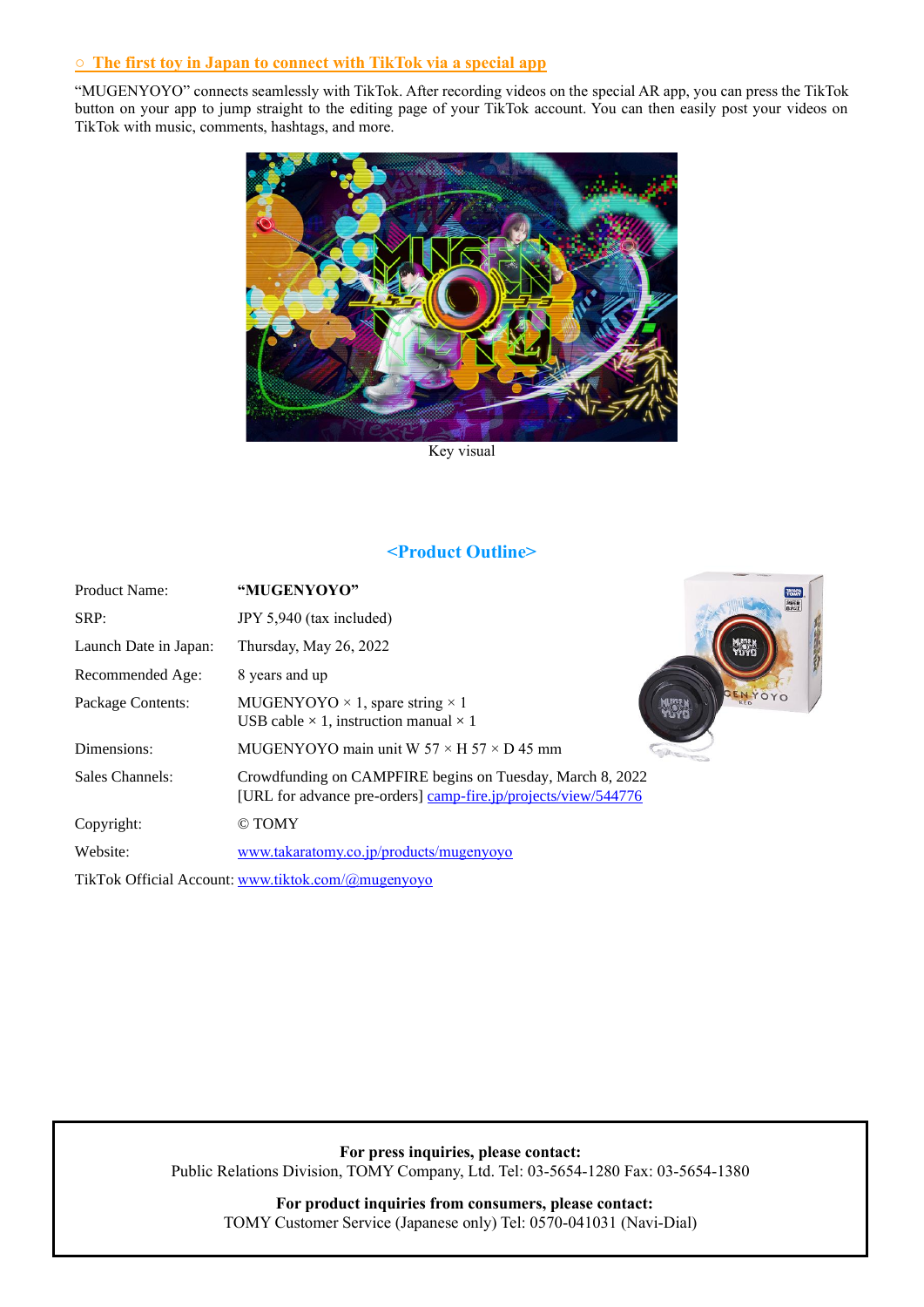### ○ The first toy in Japan to connect with TikTok via a special app

"MUGENYOYO" connects seamlessly with TikTok. After recording videos on the special AR app, you can press the TikTok button on your app to jump straight to the editing page of your TikTok account. You can then easily post your videos on TikTok with music, comments, hashtags, and more.

Key visual

## <Product Outline>

| | |
|---|---|
| Product Name: | **"MUGENYOYO"** |
| SRP: | JPY 5,940 (tax included) |
| Launch Date in Japan: | Thursday, May 26, 2022 |
| Recommended Age: | 8 years and up |
| Package Contents: | MUGENYOYO × 1, spare string × 1<br>USB cable × 1, instruction manual × 1 |
| Dimensions: | MUGENYOYO main unit W 57 × H 57 × D 45 mm |
| Sales Channels: | Crowdfunding on CAMPFIRE begins on Tuesday, March 8, 2022<br>[URL for advance pre-orders] camp-fire.jp/projects/view/544776 |
| Copyright: | © TOMY |
| Website: | www.takaratomy.co.jp/products/mugenyoyo |
| TikTok Official Account: | www.tiktok.com/@mugenyoyo |

**For press inquiries, please contact:**
Public Relations Division, TOMY Company, Ltd. Tel: 03-5654-1280 Fax: 03-5654-1380

**For product inquiries from consumers, please contact:**
TOMY Customer Service (Japanese only) Tel: 0570-041031 (Navi-Dial)